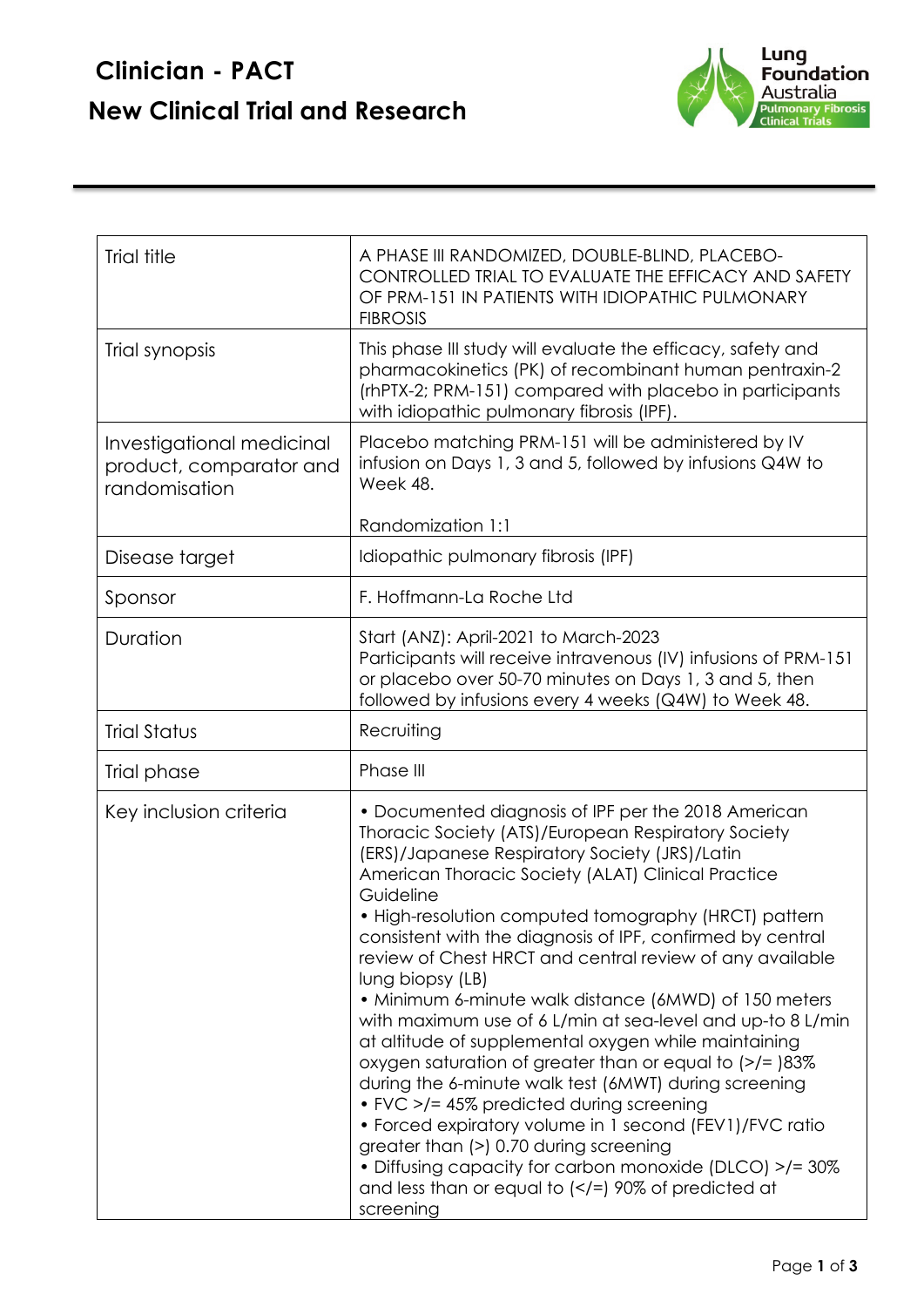# Clinician - PACT

## New Clinical Trial and Research

| | |
|---|---|
| Trial title | A PHASE III RANDOMIZED, DOUBLE-BLIND, PLACEBO-CONTROLLED TRIAL TO EVALUATE THE EFFICACY AND SAFETY OF PRM-151 IN PATIENTS WITH IDIOPATHIC PULMONARY FIBROSIS |
| Trial synopsis | This phase III study will evaluate the efficacy, safety and pharmacokinetics (PK) of recombinant human pentraxin-2 (rhPTX-2; PRM-151) compared with placebo in participants with idiopathic pulmonary fibrosis (IPF). |
| Investigational medicinal product, comparator and randomisation | Placebo matching PRM-151 will be administered by IV infusion on Days 1, 3 and 5, followed by infusions Q4W to Week 48.<br><br>Randomization 1:1 |
| Disease target | Idiopathic pulmonary fibrosis (IPF) |
| Sponsor | F. Hoffmann-La Roche Ltd |
| Duration | Start (ANZ): April-2021 to March-2023<br>Participants will receive intravenous (IV) infusions of PRM-151 or placebo over 50-70 minutes on Days 1, 3 and 5, then followed by infusions every 4 weeks (Q4W) to Week 48. |
| Trial Status | Recruiting |
| Trial phase | Phase III |
| Key inclusion criteria | • Documented diagnosis of IPF per the 2018 American Thoracic Society (ATS)/European Respiratory Society (ERS)/Japanese Respiratory Society (JRS)/Latin American Thoracic Society (ALAT) Clinical Practice Guideline<br>• High-resolution computed tomography (HRCT) pattern consistent with the diagnosis of IPF, confirmed by central review of Chest HRCT and central review of any available lung biopsy (LB)<br>• Minimum 6-minute walk distance (6MWD) of 150 meters with maximum use of 6 L/min at sea-level and up-to 8 L/min at altitude of supplemental oxygen while maintaining oxygen saturation of greater than or equal to (>/= )83% during the 6-minute walk test (6MWT) during screening<br>• FVC >/= 45% predicted during screening<br>• Forced expiratory volume in 1 second (FEV1)/FVC ratio greater than (>) 0.70 during screening<br>• Diffusing capacity for carbon monoxide (DLCO) >/= 30% and less than or equal to (</=) 90% of predicted at screening |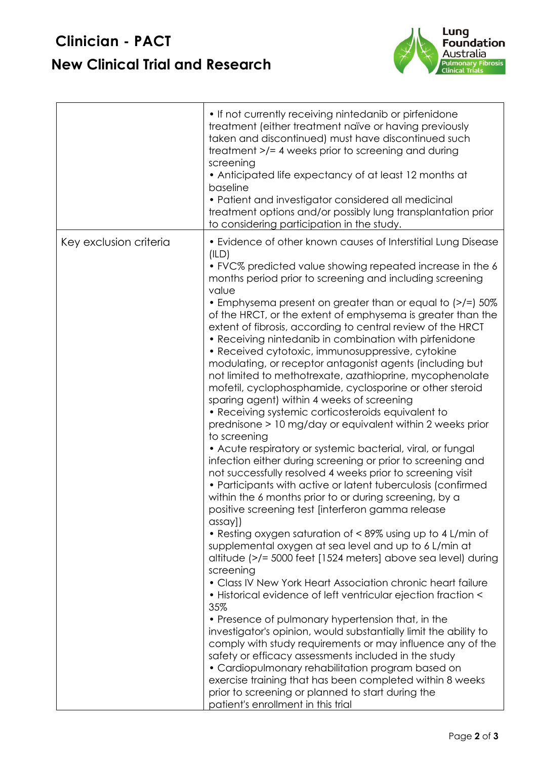# Clinician - PACT

## New Clinical Trial and Research

| | |
|---|---|
| | • If not currently receiving nintedanib or pirfenidone treatment (either treatment naïve or having previously taken and discontinued) must have discontinued such treatment >/= 4 weeks prior to screening and during screening<br>• Anticipated life expectancy of at least 12 months at baseline<br>• Patient and investigator considered all medicinal treatment options and/or possibly lung transplantation prior to considering participation in the study. |
| Key exclusion criteria | • Evidence of other known causes of Interstitial Lung Disease (ILD)<br>• FVC% predicted value showing repeated increase in the 6 months period prior to screening and including screening value<br>• Emphysema present on greater than or equal to (>/=) 50% of the HRCT, or the extent of emphysema is greater than the extent of fibrosis, according to central review of the HRCT<br>• Receiving nintedanib in combination with pirfenidone<br>• Received cytotoxic, immunosuppressive, cytokine modulating, or receptor antagonist agents (including but not limited to methotrexate, azathioprine, mycophenolate mofetil, cyclophosphamide, cyclosporine or other steroid sparing agent) within 4 weeks of screening<br>• Receiving systemic corticosteroids equivalent to prednisone > 10 mg/day or equivalent within 2 weeks prior to screening<br>• Acute respiratory or systemic bacterial, viral, or fungal infection either during screening or prior to screening and not successfully resolved 4 weeks prior to screening visit<br>• Participants with active or latent tuberculosis (confirmed within the 6 months prior to or during screening, by a positive screening test [interferon gamma release assay])<br>• Resting oxygen saturation of < 89% using up to 4 L/min of supplemental oxygen at sea level and up to 6 L/min at altitude (>/= 5000 feet [1524 meters] above sea level) during screening<br>• Class IV New York Heart Association chronic heart failure<br>• Historical evidence of left ventricular ejection fraction < 35%<br>• Presence of pulmonary hypertension that, in the investigator's opinion, would substantially limit the ability to comply with study requirements or may influence any of the safety or efficacy assessments included in the study<br>• Cardiopulmonary rehabilitation program based on exercise training that has been completed within 8 weeks prior to screening or planned to start during the patient's enrollment in this trial |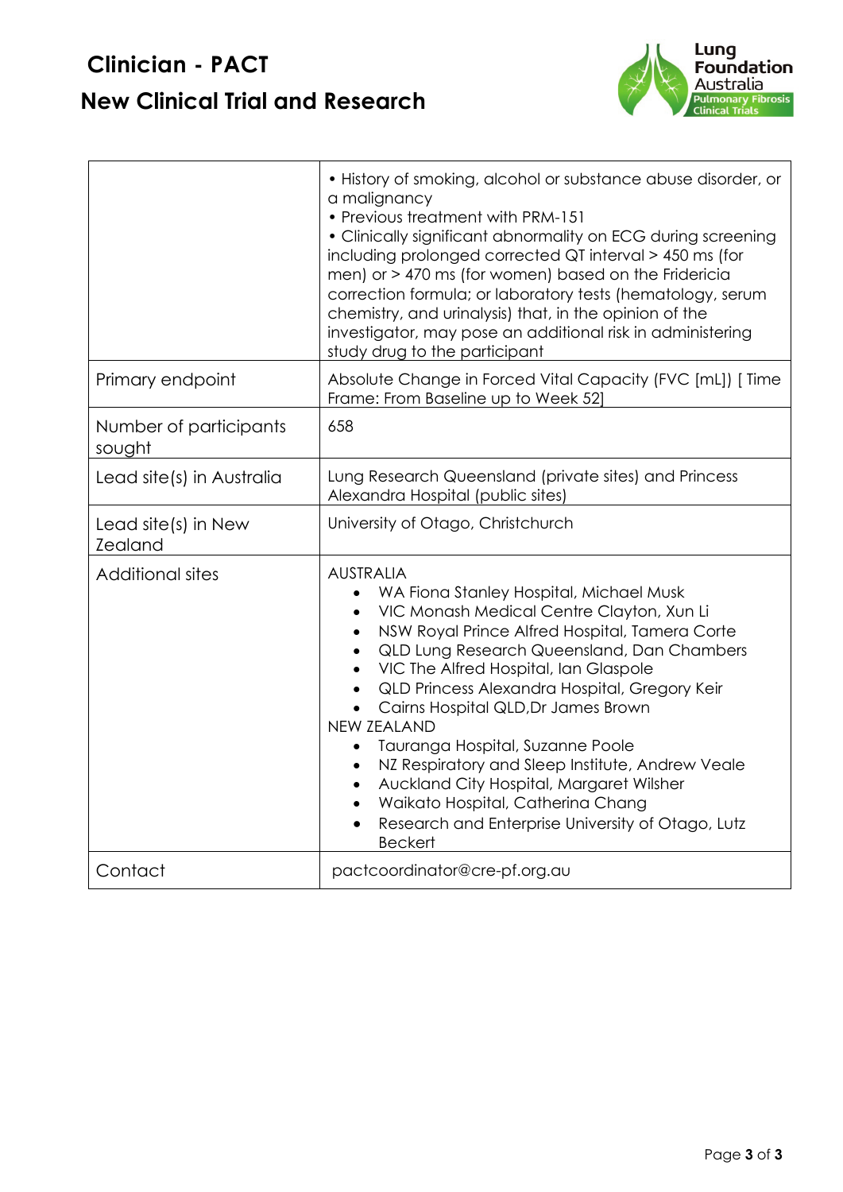# Clinician - PACT

## New Clinical Trial and Research

| | |
|---|---|
| | • History of smoking, alcohol or substance abuse disorder, or a malignancy<br>• Previous treatment with PRM-151<br>• Clinically significant abnormality on ECG during screening including prolonged corrected QT interval > 450 ms (for men) or > 470 ms (for women) based on the Fridericia correction formula; or laboratory tests (hematology, serum chemistry, and urinalysis) that, in the opinion of the investigator, may pose an additional risk in administering study drug to the participant |
| Primary endpoint | Absolute Change in Forced Vital Capacity (FVC [mL]) [ Time Frame: From Baseline up to Week 52] |
| Number of participants sought | 658 |
| Lead site(s) in Australia | Lung Research Queensland (private sites) and Princess Alexandra Hospital (public sites) |
| Lead site(s) in New Zealand | University of Otago, Christchurch |
| Additional sites | AUSTRALIA<br>• WA Fiona Stanley Hospital, Michael Musk<br>• VIC Monash Medical Centre Clayton, Xun Li<br>• NSW Royal Prince Alfred Hospital, Tamera Corte<br>• QLD Lung Research Queensland, Dan Chambers<br>• VIC The Alfred Hospital, Ian Glaspole<br>• QLD Princess Alexandra Hospital, Gregory Keir<br>• Cairns Hospital QLD,Dr James Brown<br>NEW ZEALAND<br>• Tauranga Hospital, Suzanne Poole<br>• NZ Respiratory and Sleep Institute, Andrew Veale<br>• Auckland City Hospital, Margaret Wilsher<br>• Waikato Hospital, Catherina Chang<br>• Research and Enterprise University of Otago, Lutz Beckert |
| Contact | pactcoordinator@cre-pf.org.au |